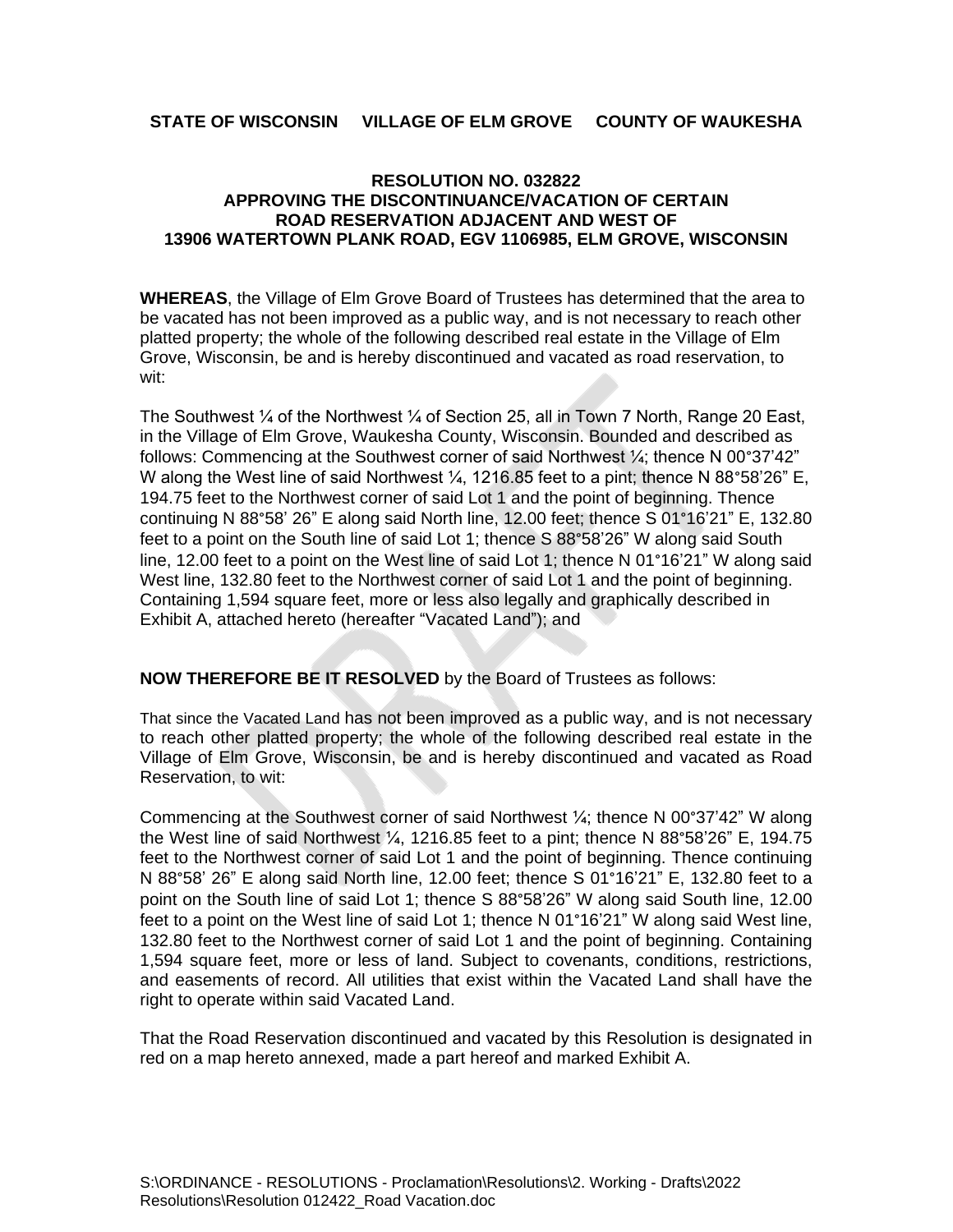**STATE OF WISCONSIN     VILLAGE OF ELM GROVE     COUNTY OF WAUKESHA**

**RESOLUTION NO. 032822**
**APPROVING THE DISCONTINUANCE/VACATION OF CERTAIN ROAD RESERVATION ADJACENT AND WEST OF 13906 WATERTOWN PLANK ROAD, EGV 1106985, ELM GROVE, WISCONSIN**

**WHEREAS**, the Village of Elm Grove Board of Trustees has determined that the area to be vacated has not been improved as a public way, and is not necessary to reach other platted property; the whole of the following described real estate in the Village of Elm Grove, Wisconsin, be and is hereby discontinued and vacated as road reservation, to wit:

The Southwest ¼ of the Northwest ¼ of Section 25, all in Town 7 North, Range 20 East, in the Village of Elm Grove, Waukesha County, Wisconsin. Bounded and described as follows: Commencing at the Southwest corner of said Northwest ¼; thence N 00°37'42" W along the West line of said Northwest ¼, 1216.85 feet to a pint; thence N 88°58'26" E, 194.75 feet to the Northwest corner of said Lot 1 and the point of beginning. Thence continuing N 88°58' 26" E along said North line, 12.00 feet; thence S 01°16'21" E, 132.80 feet to a point on the South line of said Lot 1; thence S 88°58'26" W along said South line, 12.00 feet to a point on the West line of said Lot 1; thence N 01°16'21" W along said West line, 132.80 feet to the Northwest corner of said Lot 1 and the point of beginning. Containing 1,594 square feet, more or less also legally and graphically described in Exhibit A, attached hereto (hereafter "Vacated Land"); and

**NOW THEREFORE BE IT RESOLVED** by the Board of Trustees as follows:

That since the Vacated Land has not been improved as a public way, and is not necessary to reach other platted property; the whole of the following described real estate in the Village of Elm Grove, Wisconsin, be and is hereby discontinued and vacated as Road Reservation, to wit:

Commencing at the Southwest corner of said Northwest ¼; thence N 00°37'42" W along the West line of said Northwest ¼, 1216.85 feet to a pint; thence N 88°58'26" E, 194.75 feet to the Northwest corner of said Lot 1 and the point of beginning. Thence continuing N 88°58' 26" E along said North line, 12.00 feet; thence S 01°16'21" E, 132.80 feet to a point on the South line of said Lot 1; thence S 88°58'26" W along said South line, 12.00 feet to a point on the West line of said Lot 1; thence N 01°16'21" W along said West line, 132.80 feet to the Northwest corner of said Lot 1 and the point of beginning. Containing 1,594 square feet, more or less of land. Subject to covenants, conditions, restrictions, and easements of record. All utilities that exist within the Vacated Land shall have the right to operate within said Vacated Land.

That the Road Reservation discontinued and vacated by this Resolution is designated in red on a map hereto annexed, made a part hereof and marked Exhibit A.

S:\ORDINANCE - RESOLUTIONS - Proclamation\Resolutions\2. Working - Drafts\2022 Resolutions\Resolution 012422_Road Vacation.doc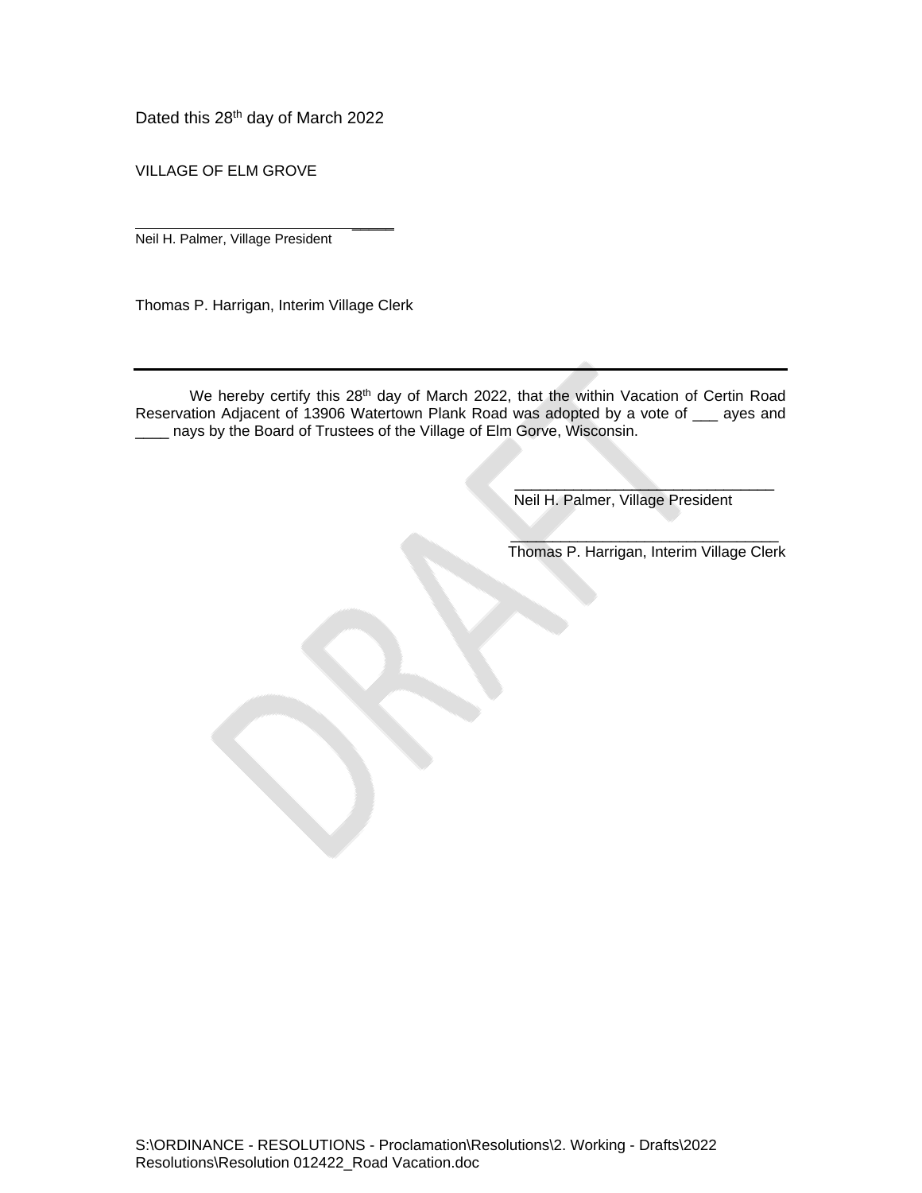Dated this 28th day of March 2022

VILLAGE OF ELM GROVE

______________________________
Neil H. Palmer, Village President

Thomas P. Harrigan, Interim Village Clerk

---

We hereby certify this 28th day of March 2022, that the within Vacation of Certin Road Reservation Adjacent of 13906 Watertown Plank Road was adopted by a vote of ___ ayes and ____ nays by the Board of Trustees of the Village of Elm Gorve, Wisconsin.

______________________________
Neil H. Palmer, Village President

______________________________
Thomas P. Harrigan, Interim Village Clerk

DRAFT

S:\ORDINANCE - RESOLUTIONS - Proclamation\Resolutions\2. Working - Drafts\2022 Resolutions\Resolution 012422_Road Vacation.doc